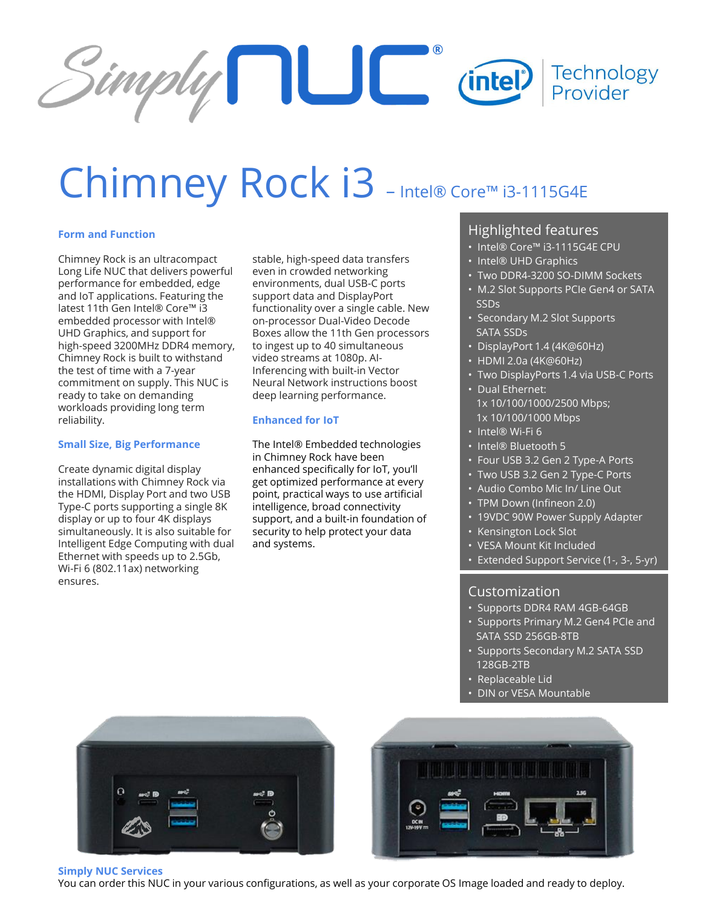# Chimney Rock i3 – Intel® Core™ i3-1115G4E

### Form and Function

Chimney Rock is an ultracompact Long Life NUC that delivers powerful performance for embedded, edge and IoT applications. Featuring the latest 11th Gen Intel® Core™ i3 embedded processor with Intel® UHD Graphics, and support for high-speed 3200MHz DDR4 memory, Chimney Rock is built to withstand the test of time with a 7-year commitment on supply. This NUC is ready to take on demanding workloads providing long term reliability.

### Small Size, Big Performance

Create dynamic digital display installations with Chimney Rock via the HDMI, Display Port and two USB Type-C ports supporting a single 8K display or up to four 4K displays simultaneously. It is also suitable for Intelligent Edge Computing with dual Ethernet with speeds up to 2.5Gb, Wi-Fi 6 (802.11ax) networking ensures stable, high-speed data transfers even in crowded networking environments, dual USB-C ports support data and DisplayPort functionality over a single cable. New on-processor Dual-Video Decode Boxes allow the 11th Gen processors to ingest up to 40 simultaneous video streams at 1080p. AI-Inferencing with built-in Vector Neural Network instructions boost deep learning performance.

### Enhanced for IoT

The Intel® Embedded technologies in Chimney Rock have been enhanced specifically for IoT, you'll get optimized performance at every point, practical ways to use artificial intelligence, broad connectivity support, and a built-in foundation of security to help protect your data and systems.

## Highlighted features

- Intel® Core™ i3-1115G4E CPU
- Intel® UHD Graphics
- Two DDR4-3200 SO-DIMM Sockets
- M.2 Slot Supports PCIe Gen4 or SATA SSDs
- Secondary M.2 Slot Supports SATA SSDs
- DisplayPort 1.4 (4K@60Hz)
- HDMI 2.0a (4K@60Hz)
- Two DisplayPorts 1.4 via USB-C Ports
- Dual Ethernet: 1x 10/100/1000/2500 Mbps; 1x 10/100/1000 Mbps
- Intel® Wi-Fi 6
- Intel® Bluetooth 5
- Four USB 3.2 Gen 2 Type-A Ports
- Two USB 3.2 Gen 2 Type-C Ports
- Audio Combo Mic In/ Line Out
- TPM Down (Infineon 2.0)
- 19VDC 90W Power Supply Adapter
- Kensington Lock Slot
- VESA Mount Kit Included
- Extended Support Service (1-, 3-, 5-yr)

## Customization

- Supports DDR4 RAM 4GB-64GB
- Supports Primary M.2 Gen4 PCIe and SATA SSD 256GB-8TB
- Supports Secondary M.2 SATA SSD 128GB-2TB
- Replaceable Lid
- DIN or VESA Mountable

### Simply NUC Services

You can order this NUC in your various configurations, as well as your corporate OS Image loaded and ready to deploy.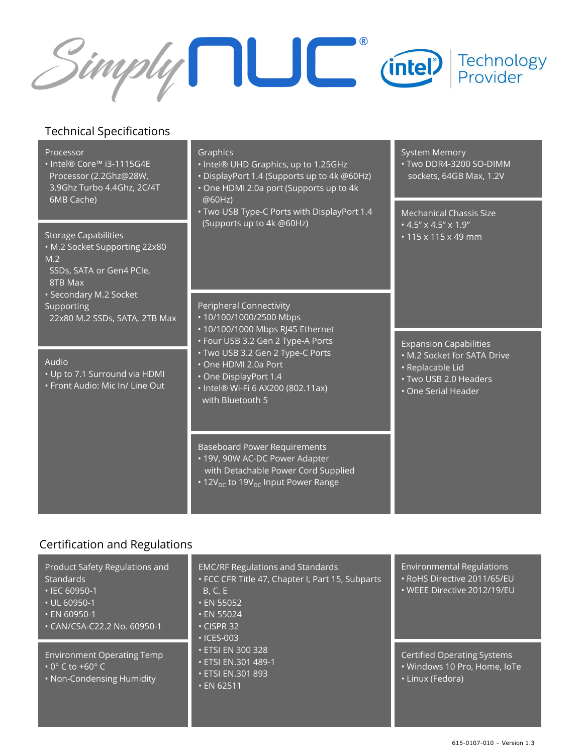## Technical Specifications

**Processor**
- Intel® Core™ i3-1115G4E Processor (2.2Ghz@28W, 3.9Ghz Turbo 4.4Ghz, 2C/4T 6MB Cache)

**Storage Capabilities**
- M.2 Socket Supporting 22x80 M.2 SSDs, SATA or Gen4 PCIe, 8TB Max
- Secondary M.2 Socket Supporting 22x80 M.2 SSDs, SATA, 2TB Max

**Audio**
- Up to 7.1 Surround via HDMI
- Front Audio: Mic In/ Line Out

**Graphics**
- Intel® UHD Graphics, up to 1.25GHz
- DisplayPort 1.4 (Supports up to 4k @60Hz)
- One HDMI 2.0a port (Supports up to 4k @60Hz)
- Two USB Type-C Ports with DisplayPort 1.4 (Supports up to 4k @60Hz)

**Peripheral Connectivity**
- 10/100/1000/2500 Mbps
- 10/100/1000 Mbps RJ45 Ethernet
- Four USB 3.2 Gen 2 Type-A Ports
- Two USB 3.2 Gen 2 Type-C Ports
- One HDMI 2.0a Port
- One DisplayPort 1.4
- Intel® Wi-Fi 6 AX200 (802.11ax) with Bluetooth 5

**Baseboard Power Requirements**
- 19V, 90W AC-DC Power Adapter with Detachable Power Cord Supplied
- $12V_{DC}$ to $19V_{DC}$ Input Power Range

**System Memory**
- Two DDR4-3200 SO-DIMM sockets, 64GB Max, 1.2V

**Mechanical Chassis Size**
- 4.5″ x 4.5″ x 1.9″
- 115 x 115 x 49 mm

**Expansion Capabilities**
- M.2 Socket for SATA Drive
- Replacable Lid
- Two USB 2.0 Headers
- One Serial Header

## Certification and Regulations

**Product Safety Regulations and Standards**
- IEC 60950-1
- UL 60950-1
- EN 60950-1
- CAN/CSA-C22.2 No. 60950-1

**Environment Operating Temp**
- 0° C to +60° C
- Non-Condensing Humidity

**EMC/RF Regulations and Standards**
- FCC CFR Title 47, Chapter I, Part 15, Subparts B, C, E
- EN 55052
- EN 55024
- CISPR 32
- ICES-003
- ETSI EN 300 328
- ETSI EN.301 489-1
- ETSI EN.301 893
- EN 62511

**Environmental Regulations**
- RoHS Directive 2011/65/EU
- WEEE Directive 2012/19/EU

**Certified Operating Systems**
- Windows 10 Pro, Home, IoTe
- Linux (Fedora)

615-0107-010 – Version 1.3